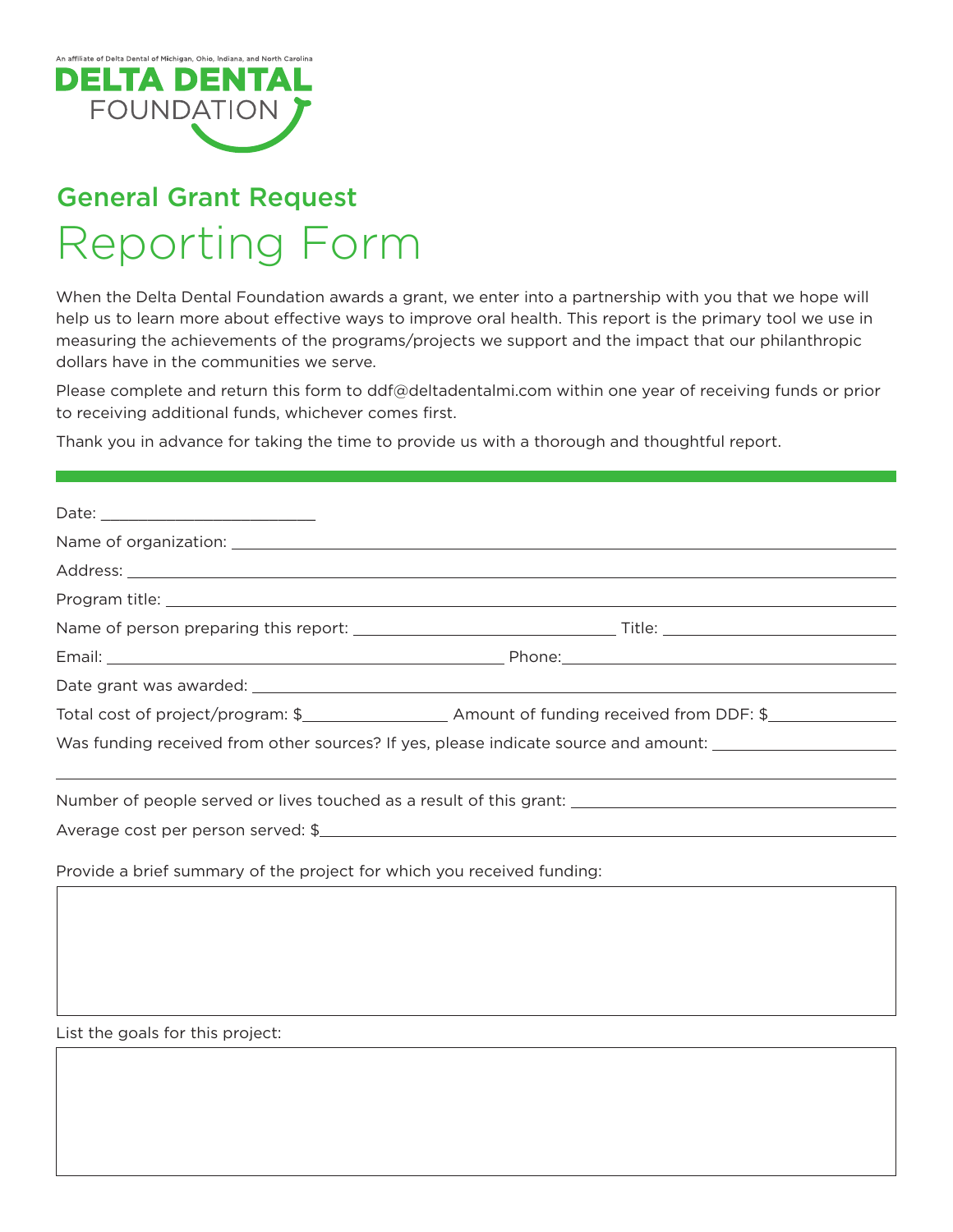An affiliate of Delta Dental of Michigan, Ohio, Indiana, and North Carolina

**DELTA DENTAL**
FOUNDATION

## General Grant Request

# Reporting Form

When the Delta Dental Foundation awards a grant, we enter into a partnership with you that we hope will help us to learn more about effective ways to improve oral health. This report is the primary tool we use in measuring the achievements of the programs/projects we support and the impact that our philanthropic dollars have in the communities we serve.

Please complete and return this form to ddf@deltadentalmi.com within one year of receiving funds or prior to receiving additional funds, whichever comes first.

Thank you in advance for taking the time to provide us with a thorough and thoughtful report.

---

Date: ________________________

Name of organization: ________________________

Address: ________________________

Program title: ________________________

Name of person preparing this report: ________________________ Title: ________________________

Email: ________________________ Phone: ________________________

Date grant was awarded: ________________________

Total cost of project/program: $________________ Amount of funding received from DDF: $________________

Was funding received from other sources? If yes, please indicate source and amount: ________________________

________________________

Number of people served or lives touched as a result of this grant: ________________________

Average cost per person served: $________________________

Provide a brief summary of the project for which you received funding:

List the goals for this project: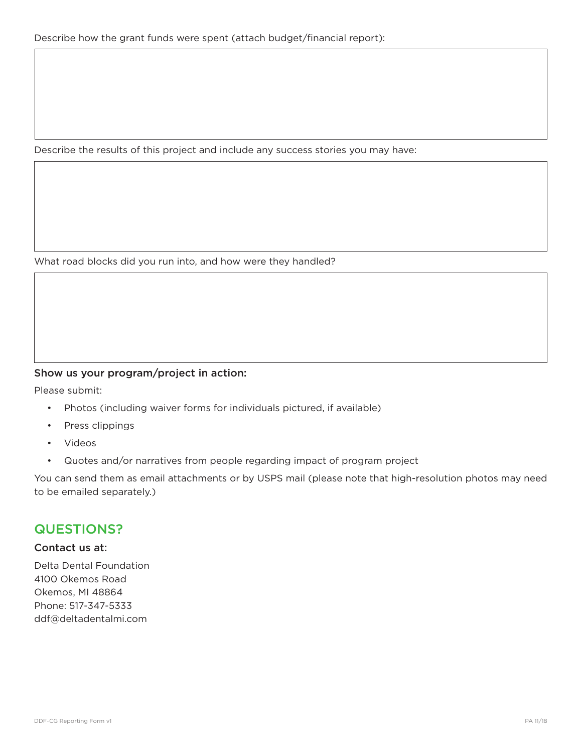Describe how the grant funds were spent (attach budget/financial report):

Describe the results of this project and include any success stories you may have:

What road blocks did you run into, and how were they handled?

### Show us your program/project in action:

Please submit:

- Photos (including waiver forms for individuals pictured, if available)
- Press clippings
- Videos
- Quotes and/or narratives from people regarding impact of program project

You can send them as email attachments or by USPS mail (please note that high-resolution photos may need to be emailed separately.)

## QUESTIONS?

### Contact us at:

Delta Dental Foundation
4100 Okemos Road
Okemos, MI 48864
Phone: 517-347-5333
ddf@deltadentalmi.com

DDF-CG Reporting Form v1

PA 11/18